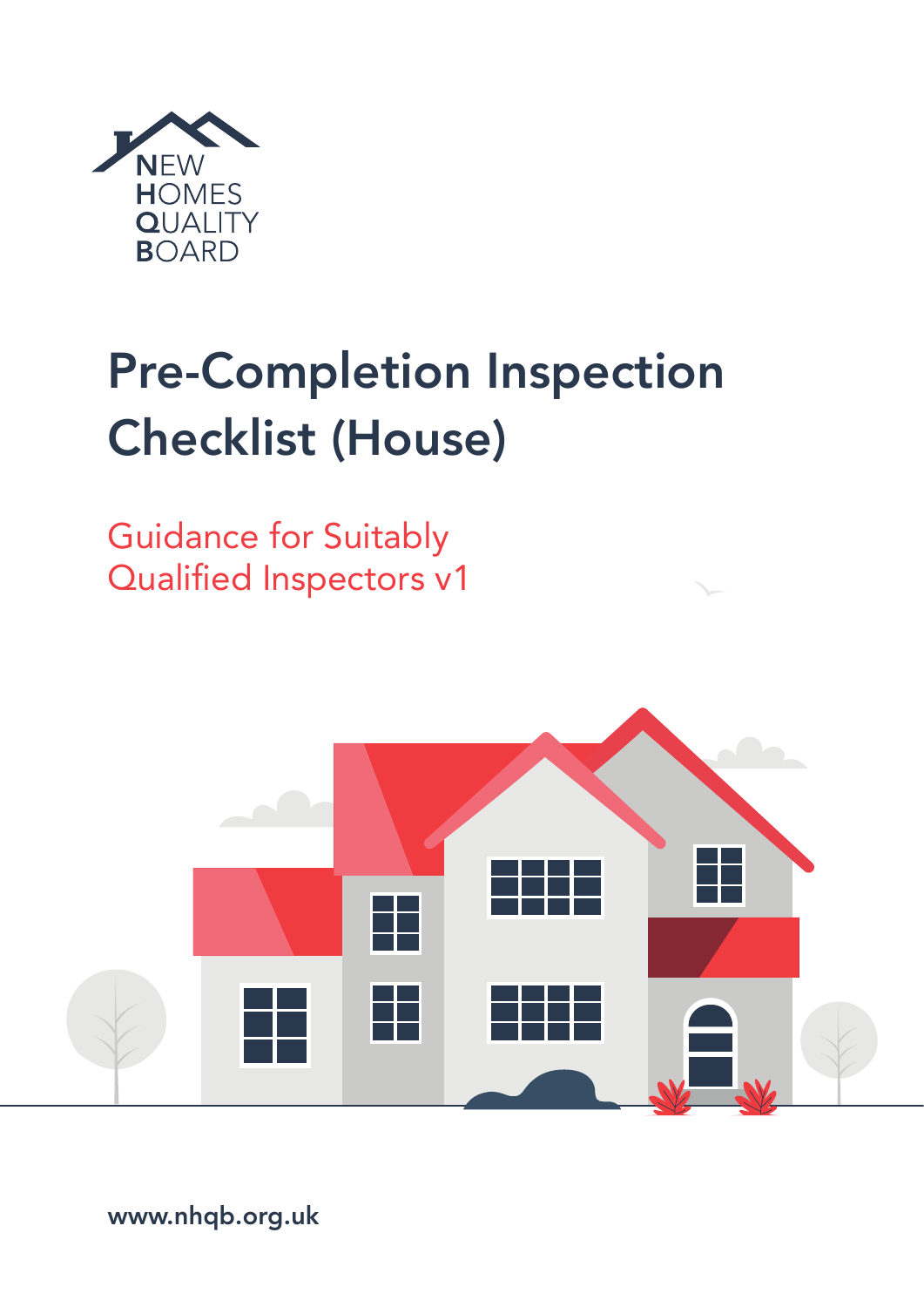NEW HOMES QUALITY BOARD

# Pre-Completion Inspection Checklist (House)

## Guidance for Suitably Qualified Inspectors v1

www.nhqb.org.uk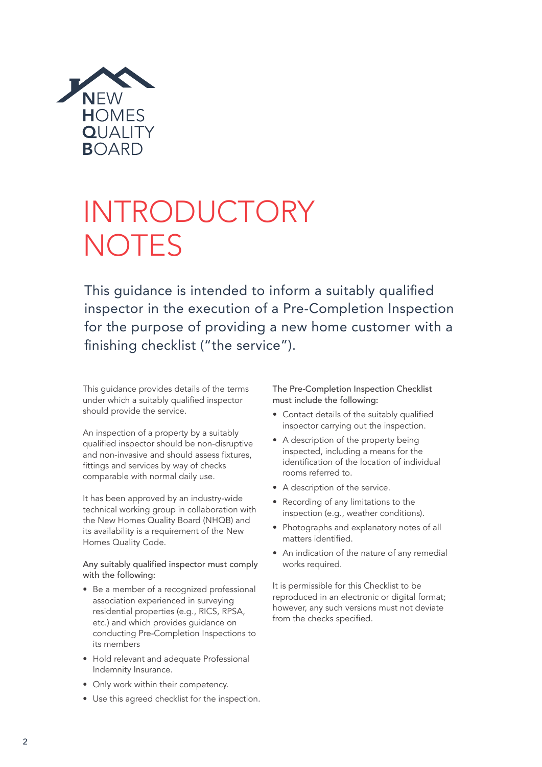NEW HOMES QUALITY BOARD

# INTRODUCTORY NOTES

This guidance is intended to inform a suitably qualified inspector in the execution of a Pre-Completion Inspection for the purpose of providing a new home customer with a finishing checklist ("the service").

This guidance provides details of the terms under which a suitably qualified inspector should provide the service.

An inspection of a property by a suitably qualified inspector should be non-disruptive and non-invasive and should assess fixtures, fittings and services by way of checks comparable with normal daily use.

It has been approved by an industry-wide technical working group in collaboration with the New Homes Quality Board (NHQB) and its availability is a requirement of the New Homes Quality Code.

Any suitably qualified inspector must comply with the following:

- Be a member of a recognized professional association experienced in surveying residential properties (e.g., RICS, RPSA, etc.) and which provides guidance on conducting Pre-Completion Inspections to its members
- Hold relevant and adequate Professional Indemnity Insurance.
- Only work within their competency.
- Use this agreed checklist for the inspection.

The Pre-Completion Inspection Checklist must include the following:

- Contact details of the suitably qualified inspector carrying out the inspection.
- A description of the property being inspected, including a means for the identification of the location of individual rooms referred to.
- A description of the service.
- Recording of any limitations to the inspection (e.g., weather conditions).
- Photographs and explanatory notes of all matters identified.
- An indication of the nature of any remedial works required.

It is permissible for this Checklist to be reproduced in an electronic or digital format; however, any such versions must not deviate from the checks specified.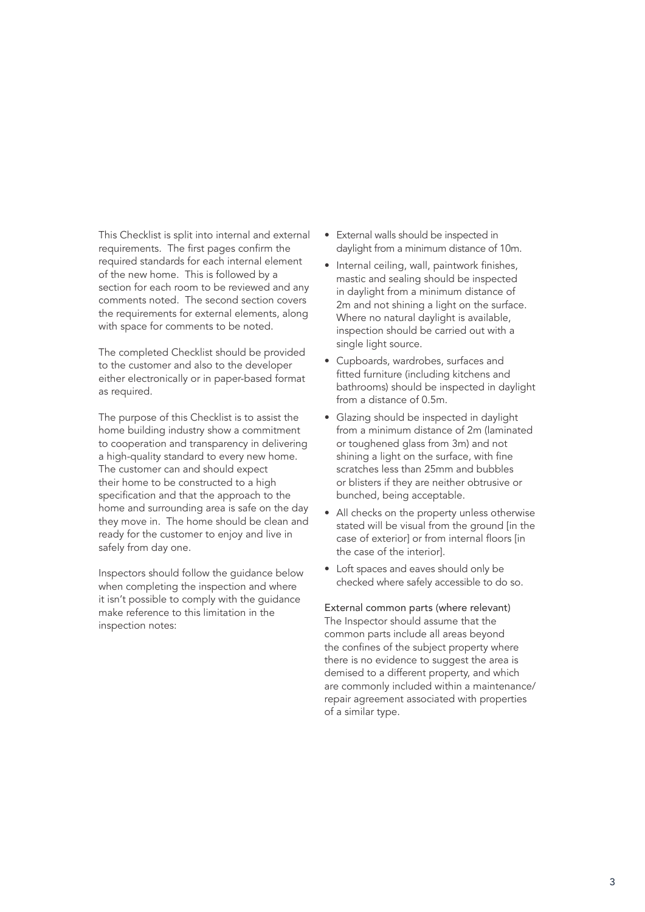This Checklist is split into internal and external requirements. The first pages confirm the required standards for each internal element of the new home. This is followed by a section for each room to be reviewed and any comments noted. The second section covers the requirements for external elements, along with space for comments to be noted.

The completed Checklist should be provided to the customer and also to the developer either electronically or in paper-based format as required.

The purpose of this Checklist is to assist the home building industry show a commitment to cooperation and transparency in delivering a high-quality standard to every new home. The customer can and should expect their home to be constructed to a high specification and that the approach to the home and surrounding area is safe on the day they move in. The home should be clean and ready for the customer to enjoy and live in safely from day one.

Inspectors should follow the guidance below when completing the inspection and where it isn't possible to comply with the guidance make reference to this limitation in the inspection notes:

- External walls should be inspected in daylight from a minimum distance of 10m.
- Internal ceiling, wall, paintwork finishes, mastic and sealing should be inspected in daylight from a minimum distance of 2m and not shining a light on the surface. Where no natural daylight is available, inspection should be carried out with a single light source.
- Cupboards, wardrobes, surfaces and fitted furniture (including kitchens and bathrooms) should be inspected in daylight from a distance of 0.5m.
- Glazing should be inspected in daylight from a minimum distance of 2m (laminated or toughened glass from 3m) and not shining a light on the surface, with fine scratches less than 25mm and bubbles or blisters if they are neither obtrusive or bunched, being acceptable.
- All checks on the property unless otherwise stated will be visual from the ground [in the case of exterior] or from internal floors [in the case of the interior].
- Loft spaces and eaves should only be checked where safely accessible to do so.

External common parts (where relevant)
The Inspector should assume that the common parts include all areas beyond the confines of the subject property where there is no evidence to suggest the area is demised to a different property, and which are commonly included within a maintenance/repair agreement associated with properties of a similar type.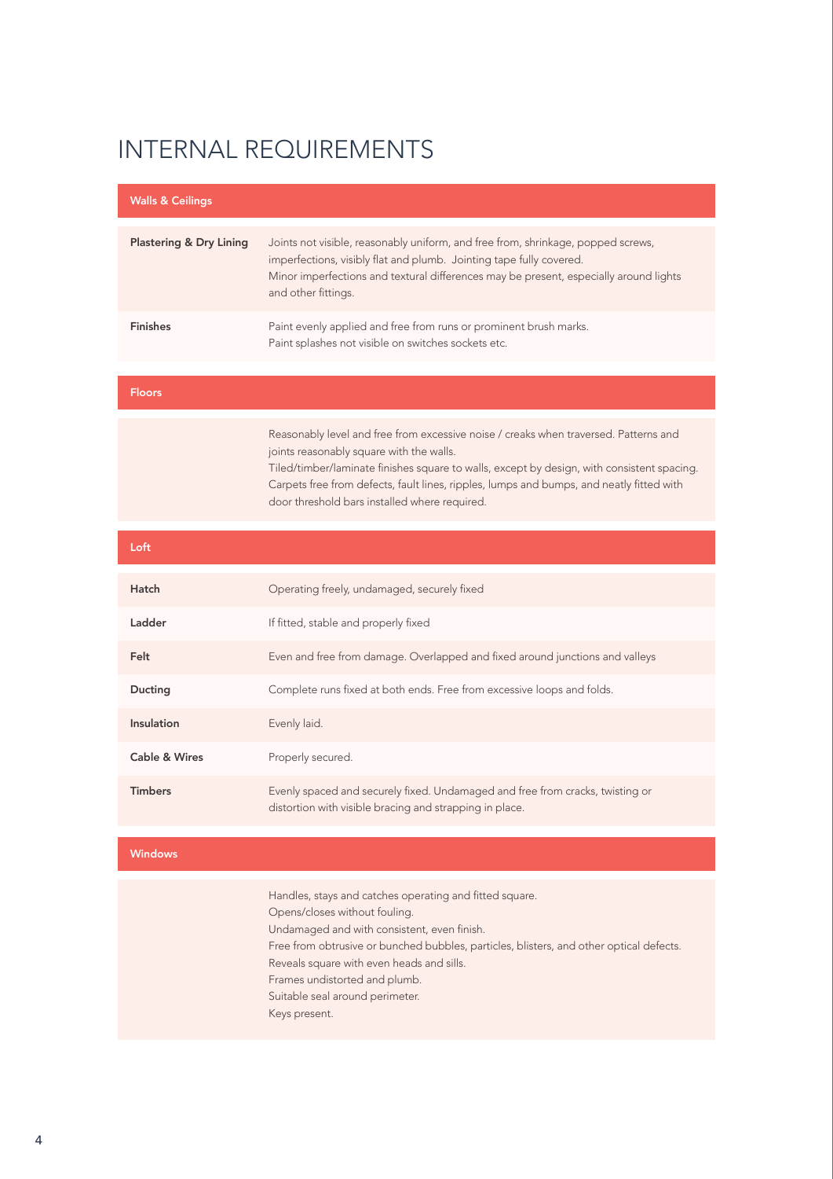# INTERNAL REQUIREMENTS

| Walls & Ceilings | |
|---|---|
| **Plastering & Dry Lining** | Joints not visible, reasonably uniform, and free from, shrinkage, popped screws, imperfections, visibly flat and plumb. Jointing tape fully covered.<br>Minor imperfections and textural differences may be present, especially around lights and other fittings. |
| **Finishes** | Paint evenly applied and free from runs or prominent brush marks.<br>Paint splashes not visible on switches sockets etc. |

| Floors | |
|---|---|
| | Reasonably level and free from excessive noise / creaks when traversed. Patterns and joints reasonably square with the walls.<br>Tiled/timber/laminate finishes square to walls, except by design, with consistent spacing.<br>Carpets free from defects, fault lines, ripples, lumps and bumps, and neatly fitted with door threshold bars installed where required. |

| Loft | |
|---|---|
| **Hatch** | Operating freely, undamaged, securely fixed |
| **Ladder** | If fitted, stable and properly fixed |
| **Felt** | Even and free from damage. Overlapped and fixed around junctions and valleys |
| **Ducting** | Complete runs fixed at both ends. Free from excessive loops and folds. |
| **Insulation** | Evenly laid. |
| **Cable & Wires** | Properly secured. |
| **Timbers** | Evenly spaced and securely fixed. Undamaged and free from cracks, twisting or distortion with visible bracing and strapping in place. |

| Windows | |
|---|---|
| | Handles, stays and catches operating and fitted square.<br>Opens/closes without fouling.<br>Undamaged and with consistent, even finish.<br>Free from obtrusive or bunched bubbles, particles, blisters, and other optical defects.<br>Reveals square with even heads and sills.<br>Frames undistorted and plumb.<br>Suitable seal around perimeter.<br>Keys present. |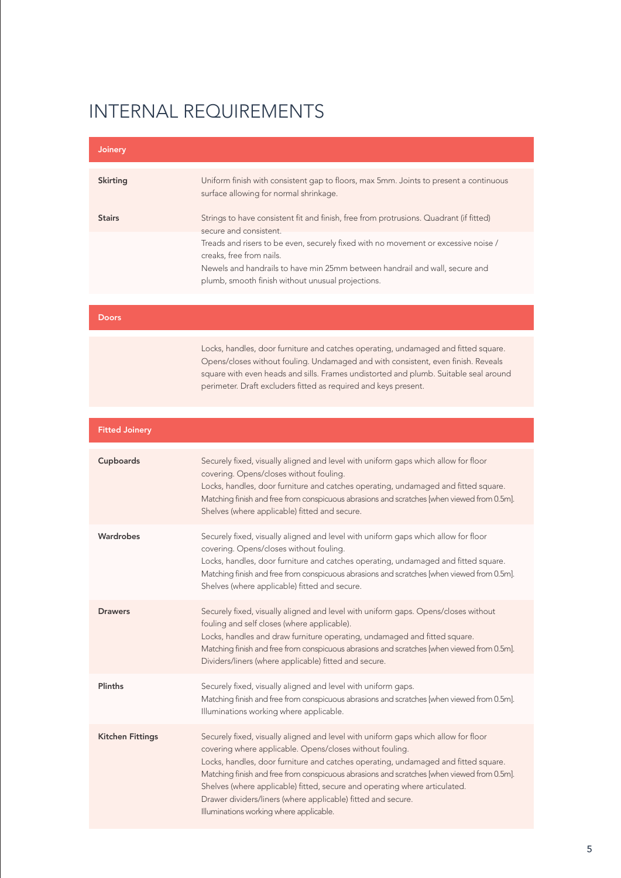# INTERNAL REQUIREMENTS

| Joinery | |
|---|---|
| **Skirting** | Uniform finish with consistent gap to floors, max 5mm. Joints to present a continuous surface allowing for normal shrinkage. |
| **Stairs** | Strings to have consistent fit and finish, free from protrusions. Quadrant (if fitted) secure and consistent.<br>Treads and risers to be even, securely fixed with no movement or excessive noise / creaks, free from nails.<br>Newels and handrails to have min 25mm between handrail and wall, secure and plumb, smooth finish without unusual projections. |

| Doors | |
|---|---|
| | Locks, handles, door furniture and catches operating, undamaged and fitted square. Opens/closes without fouling. Undamaged and with consistent, even finish. Reveals square with even heads and sills. Frames undistorted and plumb. Suitable seal around perimeter. Draft excluders fitted as required and keys present. |

| Fitted Joinery | |
|---|---|
| **Cupboards** | Securely fixed, visually aligned and level with uniform gaps which allow for floor covering. Opens/closes without fouling.<br>Locks, handles, door furniture and catches operating, undamaged and fitted square.<br>Matching finish and free from conspicuous abrasions and scratches [when viewed from 0.5m].<br>Shelves (where applicable) fitted and secure. |
| **Wardrobes** | Securely fixed, visually aligned and level with uniform gaps which allow for floor covering. Opens/closes without fouling.<br>Locks, handles, door furniture and catches operating, undamaged and fitted square.<br>Matching finish and free from conspicuous abrasions and scratches [when viewed from 0.5m].<br>Shelves (where applicable) fitted and secure. |
| **Drawers** | Securely fixed, visually aligned and level with uniform gaps. Opens/closes without fouling and self closes (where applicable).<br>Locks, handles and draw furniture operating, undamaged and fitted square.<br>Matching finish and free from conspicuous abrasions and scratches [when viewed from 0.5m].<br>Dividers/liners (where applicable) fitted and secure. |
| **Plinths** | Securely fixed, visually aligned and level with uniform gaps.<br>Matching finish and free from conspicuous abrasions and scratches [when viewed from 0.5m].<br>Illuminations working where applicable. |
| **Kitchen Fittings** | Securely fixed, visually aligned and level with uniform gaps which allow for floor covering where applicable. Opens/closes without fouling.<br>Locks, handles, door furniture and catches operating, undamaged and fitted square.<br>Matching finish and free from conspicuous abrasions and scratches [when viewed from 0.5m].<br>Shelves (where applicable) fitted, secure and operating where articulated.<br>Drawer dividers/liners (where applicable) fitted and secure.<br>Illuminations working where applicable. |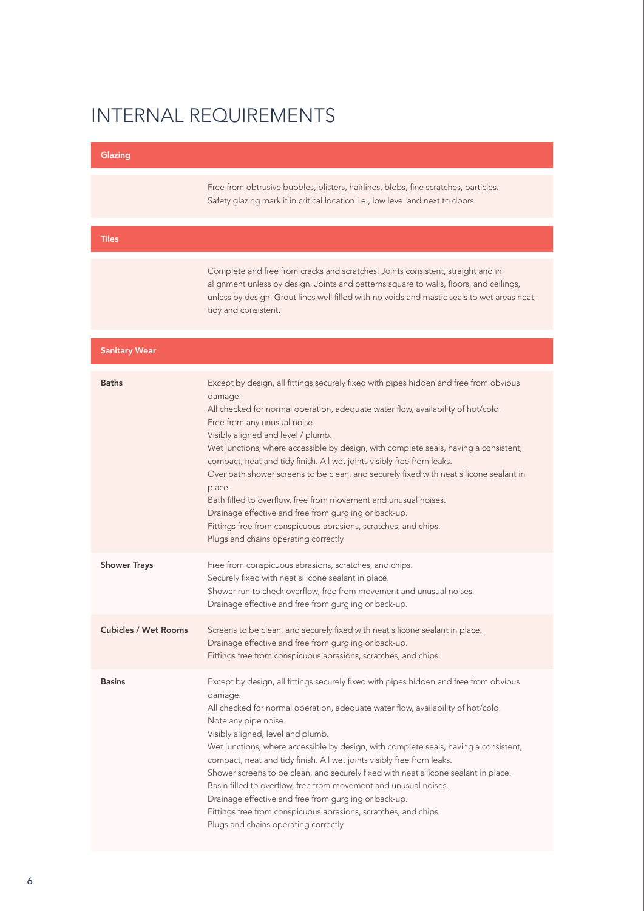# INTERNAL REQUIREMENTS

| Glazing | |
|---|---|
| | Free from obtrusive bubbles, blisters, hairlines, blobs, fine scratches, particles.<br>Safety glazing mark if in critical location i.e., low level and next to doors. |

| Tiles | |
|---|---|
| | Complete and free from cracks and scratches. Joints consistent, straight and in alignment unless by design. Joints and patterns square to walls, floors, and ceilings, unless by design. Grout lines well filled with no voids and mastic seals to wet areas neat, tidy and consistent. |

| Sanitary Wear | |
|---|---|
| **Baths** | Except by design, all fittings securely fixed with pipes hidden and free from obvious damage.<br>All checked for normal operation, adequate water flow, availability of hot/cold.<br>Free from any unusual noise.<br>Visibly aligned and level / plumb.<br>Wet junctions, where accessible by design, with complete seals, having a consistent, compact, neat and tidy finish. All wet joints visibly free from leaks.<br>Over bath shower screens to be clean, and securely fixed with neat silicone sealant in place.<br>Bath filled to overflow, free from movement and unusual noises.<br>Drainage effective and free from gurgling or back-up.<br>Fittings free from conspicuous abrasions, scratches, and chips.<br>Plugs and chains operating correctly. |
| **Shower Trays** | Free from conspicuous abrasions, scratches, and chips.<br>Securely fixed with neat silicone sealant in place.<br>Shower run to check overflow, free from movement and unusual noises.<br>Drainage effective and free from gurgling or back-up. |
| **Cubicles / Wet Rooms** | Screens to be clean, and securely fixed with neat silicone sealant in place.<br>Drainage effective and free from gurgling or back-up.<br>Fittings free from conspicuous abrasions, scratches, and chips. |
| **Basins** | Except by design, all fittings securely fixed with pipes hidden and free from obvious damage.<br>All checked for normal operation, adequate water flow, availability of hot/cold.<br>Note any pipe noise.<br>Visibly aligned, level and plumb.<br>Wet junctions, where accessible by design, with complete seals, having a consistent, compact, neat and tidy finish. All wet joints visibly free from leaks.<br>Shower screens to be clean, and securely fixed with neat silicone sealant in place.<br>Basin filled to overflow, free from movement and unusual noises.<br>Drainage effective and free from gurgling or back-up.<br>Fittings free from conspicuous abrasions, scratches, and chips.<br>Plugs and chains operating correctly. |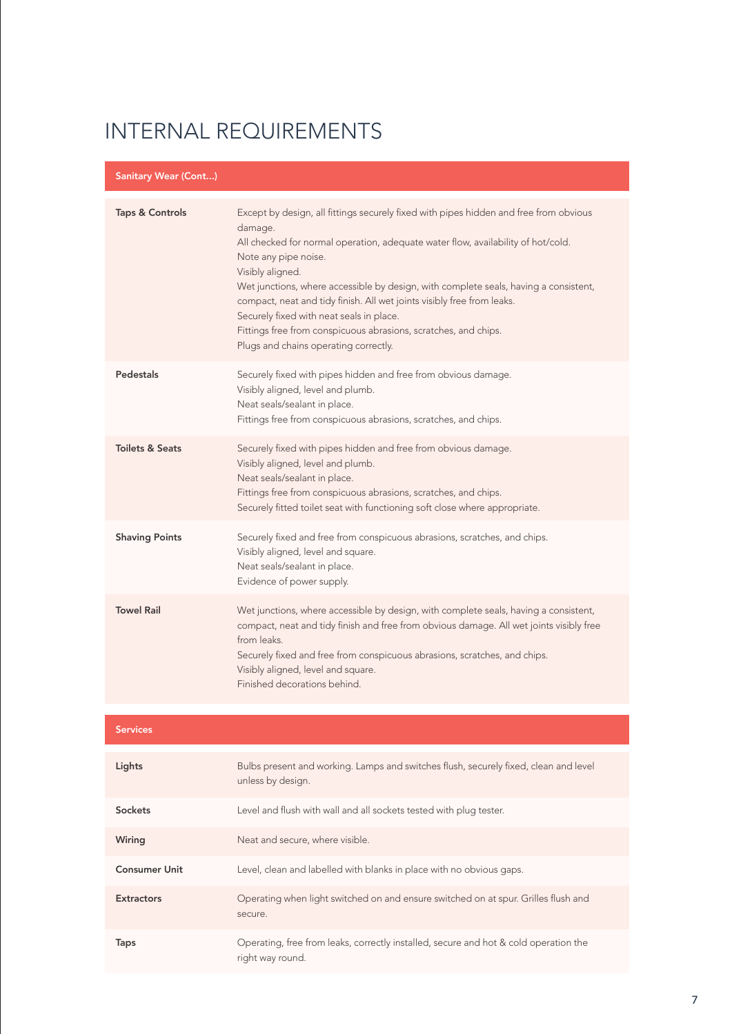# INTERNAL REQUIREMENTS

| Sanitary Wear (Cont...) | |
|---|---|
| **Taps & Controls** | Except by design, all fittings securely fixed with pipes hidden and free from obvious damage.<br>All checked for normal operation, adequate water flow, availability of hot/cold.<br>Note any pipe noise.<br>Visibly aligned.<br>Wet junctions, where accessible by design, with complete seals, having a consistent, compact, neat and tidy finish. All wet joints visibly free from leaks.<br>Securely fixed with neat seals in place.<br>Fittings free from conspicuous abrasions, scratches, and chips.<br>Plugs and chains operating correctly. |
| **Pedestals** | Securely fixed with pipes hidden and free from obvious damage.<br>Visibly aligned, level and plumb.<br>Neat seals/sealant in place.<br>Fittings free from conspicuous abrasions, scratches, and chips. |
| **Toilets & Seats** | Securely fixed with pipes hidden and free from obvious damage.<br>Visibly aligned, level and plumb.<br>Neat seals/sealant in place.<br>Fittings free from conspicuous abrasions, scratches, and chips.<br>Securely fitted toilet seat with functioning soft close where appropriate. |
| **Shaving Points** | Securely fixed and free from conspicuous abrasions, scratches, and chips.<br>Visibly aligned, level and square.<br>Neat seals/sealant in place.<br>Evidence of power supply. |
| **Towel Rail** | Wet junctions, where accessible by design, with complete seals, having a consistent, compact, neat and tidy finish and free from obvious damage. All wet joints visibly free from leaks.<br>Securely fixed and free from conspicuous abrasions, scratches, and chips.<br>Visibly aligned, level and square.<br>Finished decorations behind. |

| Services | |
|---|---|
| **Lights** | Bulbs present and working. Lamps and switches flush, securely fixed, clean and level unless by design. |
| **Sockets** | Level and flush with wall and all sockets tested with plug tester. |
| **Wiring** | Neat and secure, where visible. |
| **Consumer Unit** | Level, clean and labelled with blanks in place with no obvious gaps. |
| **Extractors** | Operating when light switched on and ensure switched on at spur. Grilles flush and secure. |
| **Taps** | Operating, free from leaks, correctly installed, secure and hot & cold operation the right way round. |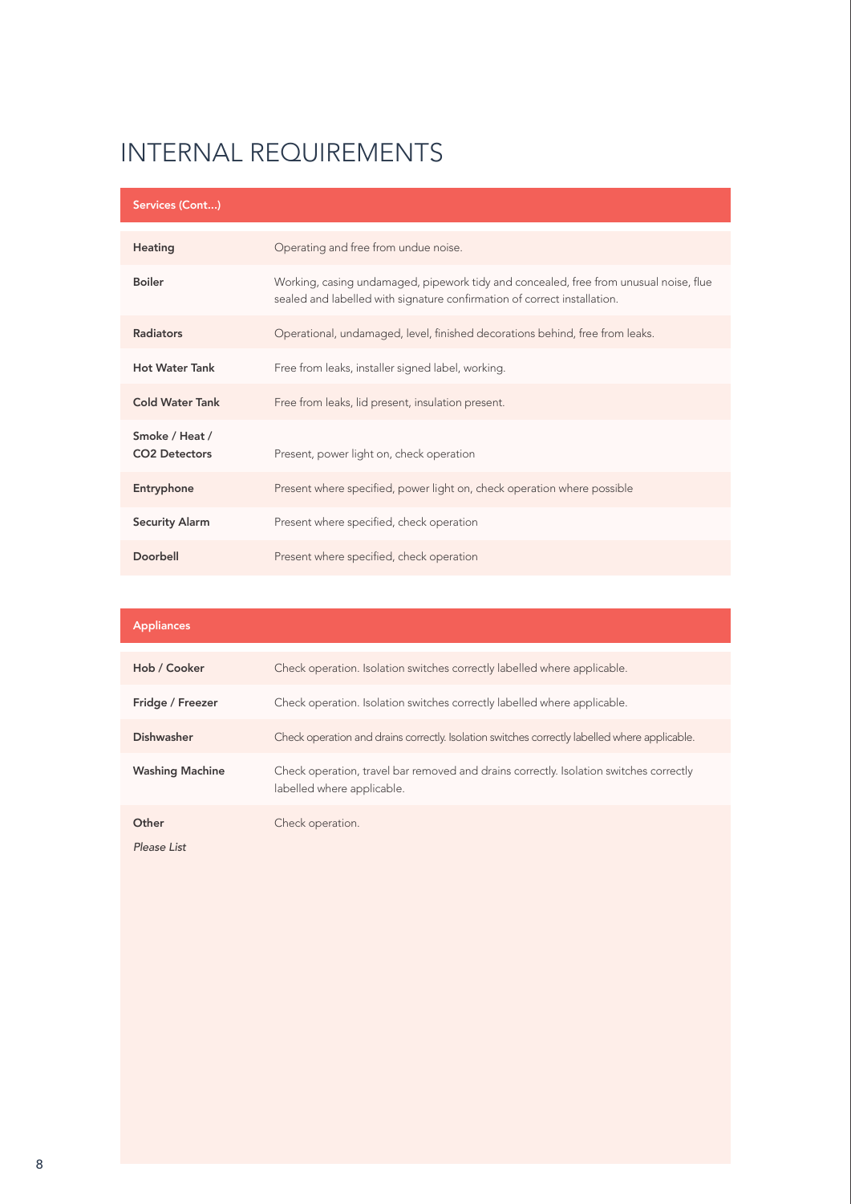# INTERNAL REQUIREMENTS

| Services (Cont...) | |
|---|---|
| **Heating** | Operating and free from undue noise. |
| **Boiler** | Working, casing undamaged, pipework tidy and concealed, free from unusual noise, flue sealed and labelled with signature confirmation of correct installation. |
| **Radiators** | Operational, undamaged, level, finished decorations behind, free from leaks. |
| **Hot Water Tank** | Free from leaks, installer signed label, working. |
| **Cold Water Tank** | Free from leaks, lid present, insulation present. |
| **Smoke / Heat / $CO_2$ Detectors** | Present, power light on, check operation |
| **Entryphone** | Present where specified, power light on, check operation where possible |
| **Security Alarm** | Present where specified, check operation |
| **Doorbell** | Present where specified, check operation |

| Appliances | |
|---|---|
| **Hob / Cooker** | Check operation. Isolation switches correctly labelled where applicable. |
| **Fridge / Freezer** | Check operation. Isolation switches correctly labelled where applicable. |
| **Dishwasher** | Check operation and drains correctly. Isolation switches correctly labelled where applicable. |
| **Washing Machine** | Check operation, travel bar removed and drains correctly. Isolation switches correctly labelled where applicable. |
| **Other** *Please List* | Check operation. |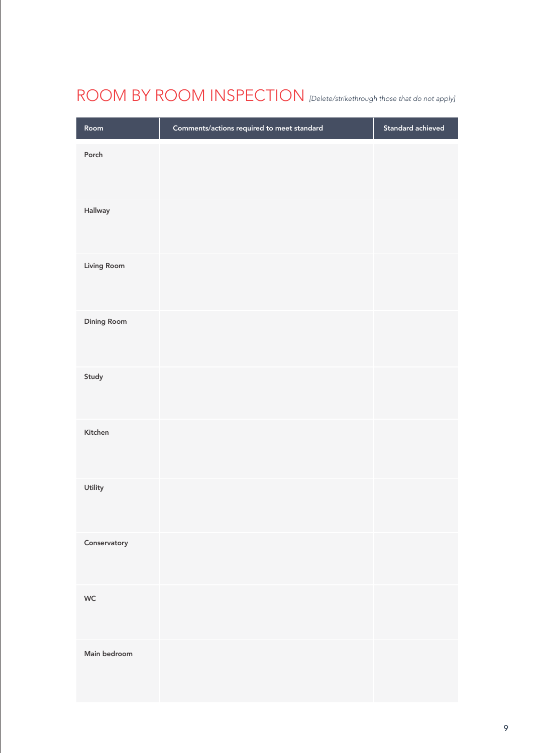# ROOM BY ROOM INSPECTION *[Delete/strikethrough those that do not apply]*

| Room | Comments/actions required to meet standard | Standard achieved |
|---|---|---|
| Porch | | |
| Hallway | | |
| Living Room | | |
| Dining Room | | |
| Study | | |
| Kitchen | | |
| Utility | | |
| Conservatory | | |
| WC | | |
| Main bedroom | | |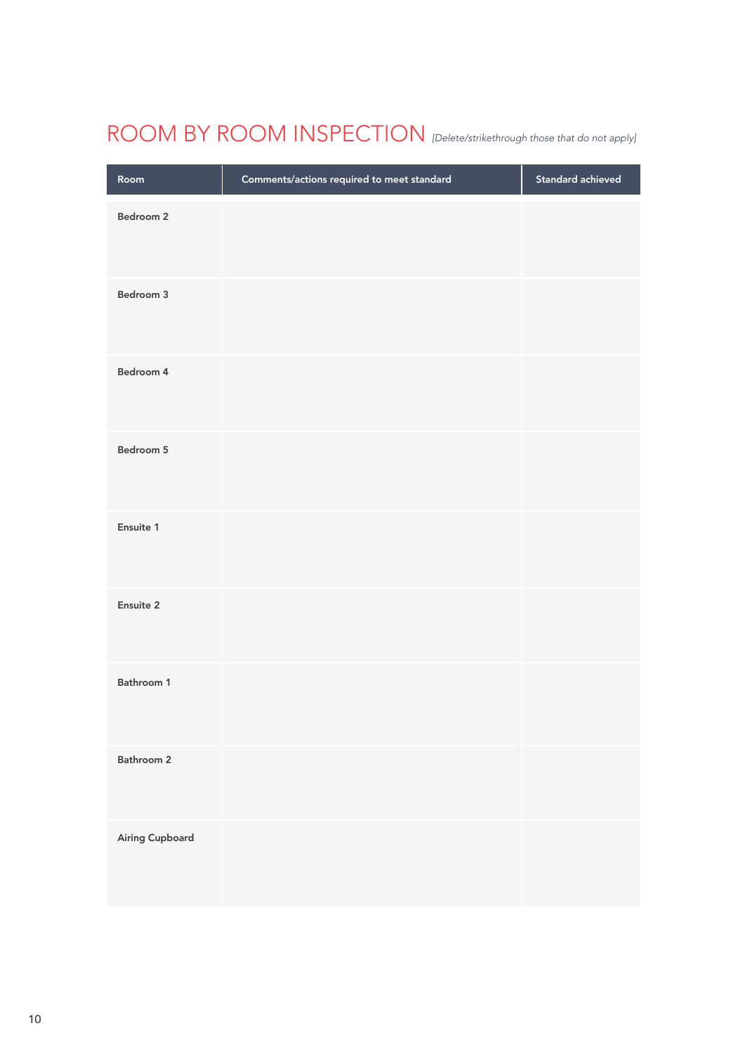## ROOM BY ROOM INSPECTION *[Delete/strikethrough those that do not apply]*

| Room | Comments/actions required to meet standard | Standard achieved |
|---|---|---|
| **Bedroom 2** | | |
| **Bedroom 3** | | |
| **Bedroom 4** | | |
| **Bedroom 5** | | |
| **Ensuite 1** | | |
| **Ensuite 2** | | |
| **Bathroom 1** | | |
| **Bathroom 2** | | |
| **Airing Cupboard** | | |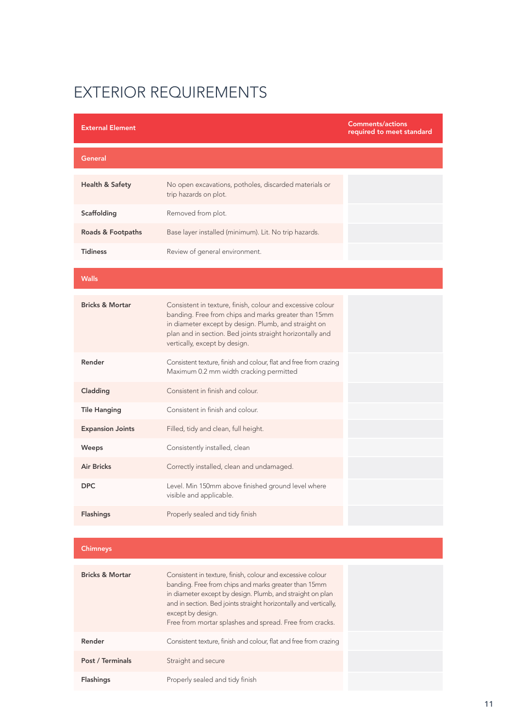# EXTERIOR REQUIREMENTS

| External Element | | Comments/actions required to meet standard |
|---|---|---|
| **General** | | |
| **Health & Safety** | No open excavations, potholes, discarded materials or trip hazards on plot. | |
| **Scaffolding** | Removed from plot. | |
| **Roads & Footpaths** | Base layer installed (minimum). Lit. No trip hazards. | |
| **Tidiness** | Review of general environment. | |
| **Walls** | | |
| **Bricks & Mortar** | Consistent in texture, finish, colour and excessive colour banding. Free from chips and marks greater than 15mm in diameter except by design. Plumb, and straight on plan and in section. Bed joints straight horizontally and vertically, except by design. | |
| **Render** | Consistent texture, finish and colour, flat and free from crazing Maximum 0.2 mm width cracking permitted | |
| **Cladding** | Consistent in finish and colour. | |
| **Tile Hanging** | Consistent in finish and colour. | |
| **Expansion Joints** | Filled, tidy and clean, full height. | |
| **Weeps** | Consistently installed, clean | |
| **Air Bricks** | Correctly installed, clean and undamaged. | |
| **DPC** | Level. Min 150mm above finished ground level where visible and applicable. | |
| **Flashings** | Properly sealed and tidy finish | |
| **Chimneys** | | |
| **Bricks & Mortar** | Consistent in texture, finish, colour and excessive colour banding. Free from chips and marks greater than 15mm in diameter except by design. Plumb, and straight on plan and in section. Bed joints straight horizontally and vertically, except by design. Free from mortar splashes and spread. Free from cracks. | |
| **Render** | Consistent texture, finish and colour, flat and free from crazing | |
| **Post / Terminals** | Straight and secure | |
| **Flashings** | Properly sealed and tidy finish | |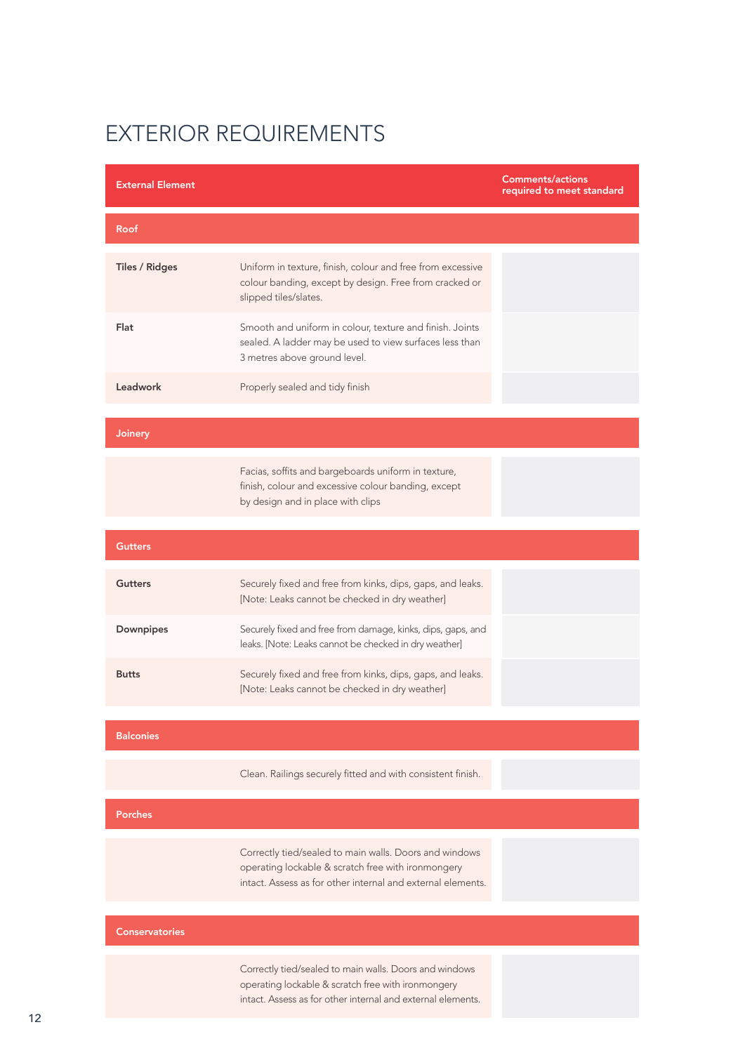# EXTERIOR REQUIREMENTS

| External Element | | Comments/actions required to meet standard |
|---|---|---|
| **Roof** | | |
| **Tiles / Ridges** | Uniform in texture, finish, colour and free from excessive colour banding, except by design. Free from cracked or slipped tiles/slates. | |
| **Flat** | Smooth and uniform in colour, texture and finish. Joints sealed. A ladder may be used to view surfaces less than 3 metres above ground level. | |
| **Leadwork** | Properly sealed and tidy finish | |
| **Joinery** | | |
| | Facias, soffits and bargeboards uniform in texture, finish, colour and excessive colour banding, except by design and in place with clips | |
| **Gutters** | | |
| **Gutters** | Securely fixed and free from kinks, dips, gaps, and leaks. [Note: Leaks cannot be checked in dry weather] | |
| **Downpipes** | Securely fixed and free from damage, kinks, dips, gaps, and leaks. [Note: Leaks cannot be checked in dry weather] | |
| **Butts** | Securely fixed and free from kinks, dips, gaps, and leaks. [Note: Leaks cannot be checked in dry weather] | |
| **Balconies** | | |
| | Clean. Railings securely fitted and with consistent finish. | |
| **Porches** | | |
| | Correctly tied/sealed to main walls. Doors and windows operating lockable & scratch free with ironmongery intact. Assess as for other internal and external elements. | |
| **Conservatories** | | |
| | Correctly tied/sealed to main walls. Doors and windows operating lockable & scratch free with ironmongery intact. Assess as for other internal and external elements. | |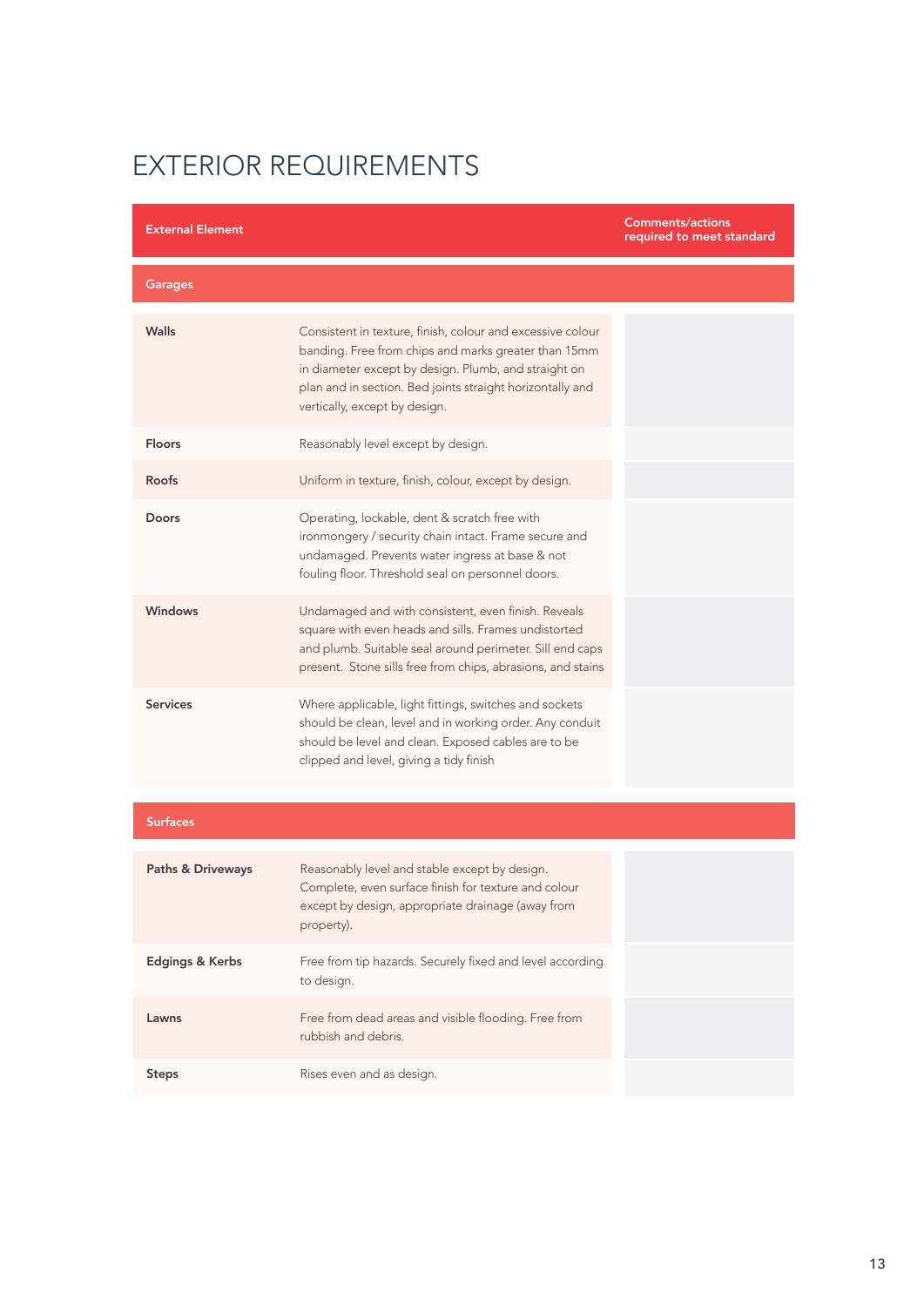# EXTERIOR REQUIREMENTS

| External Element | | Comments/actions required to meet standard |
|---|---|---|
| **Garages** | | |
| **Walls** | Consistent in texture, finish, colour and excessive colour banding. Free from chips and marks greater than 15mm in diameter except by design. Plumb, and straight on plan and in section. Bed joints straight horizontally and vertically, except by design. | |
| **Floors** | Reasonably level except by design. | |
| **Roofs** | Uniform in texture, finish, colour, except by design. | |
| **Doors** | Operating, lockable, dent & scratch free with ironmongery / security chain intact. Frame secure and undamaged. Prevents water ingress at base & not fouling floor. Threshold seal on personnel doors. | |
| **Windows** | Undamaged and with consistent, even finish. Reveals square with even heads and sills. Frames undistorted and plumb. Suitable seal around perimeter. Sill end caps present. Stone sills free from chips, abrasions, and stains | |
| **Services** | Where applicable, light fittings, switches and sockets should be clean, level and in working order. Any conduit should be level and clean. Exposed cables are to be clipped and level, giving a tidy finish | |
| **Surfaces** | | |
| **Paths & Driveways** | Reasonably level and stable except by design. Complete, even surface finish for texture and colour except by design, appropriate drainage (away from property). | |
| **Edgings & Kerbs** | Free from tip hazards. Securely fixed and level according to design. | |
| **Lawns** | Free from dead areas and visible flooding. Free from rubbish and debris. | |
| **Steps** | Rises even and as design. | |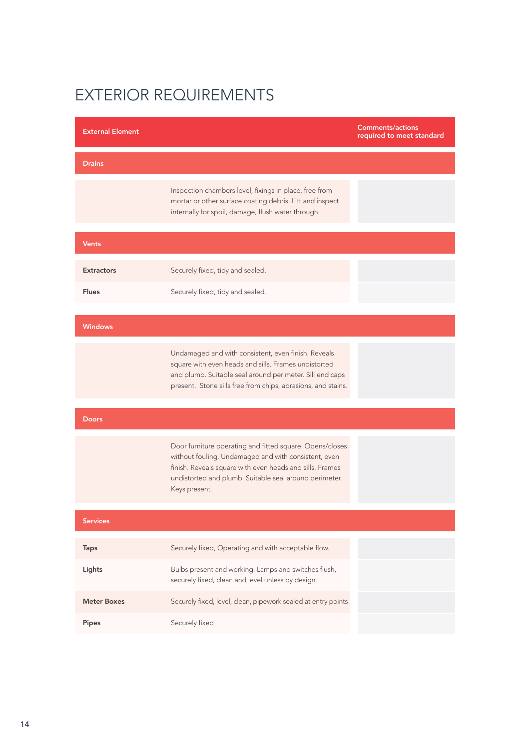# EXTERIOR REQUIREMENTS

| External Element | | Comments/actions required to meet standard |
|---|---|---|
| **Drains** | | |
| | Inspection chambers level, fixings in place, free from mortar or other surface coating debris. Lift and inspect internally for spoil, damage, flush water through. | |
| **Vents** | | |
| **Extractors** | Securely fixed, tidy and sealed. | |
| **Flues** | Securely fixed, tidy and sealed. | |
| **Windows** | | |
| | Undamaged and with consistent, even finish. Reveals square with even heads and sills. Frames undistorted and plumb. Suitable seal around perimeter. Sill end caps present. Stone sills free from chips, abrasions, and stains. | |
| **Doors** | | |
| | Door furniture operating and fitted square. Opens/closes without fouling. Undamaged and with consistent, even finish. Reveals square with even heads and sills. Frames undistorted and plumb. Suitable seal around perimeter. Keys present. | |
| **Services** | | |
| **Taps** | Securely fixed, Operating and with acceptable flow. | |
| **Lights** | Bulbs present and working. Lamps and switches flush, securely fixed, clean and level unless by design. | |
| **Meter Boxes** | Securely fixed, level, clean, pipework sealed at entry points | |
| **Pipes** | Securely fixed | |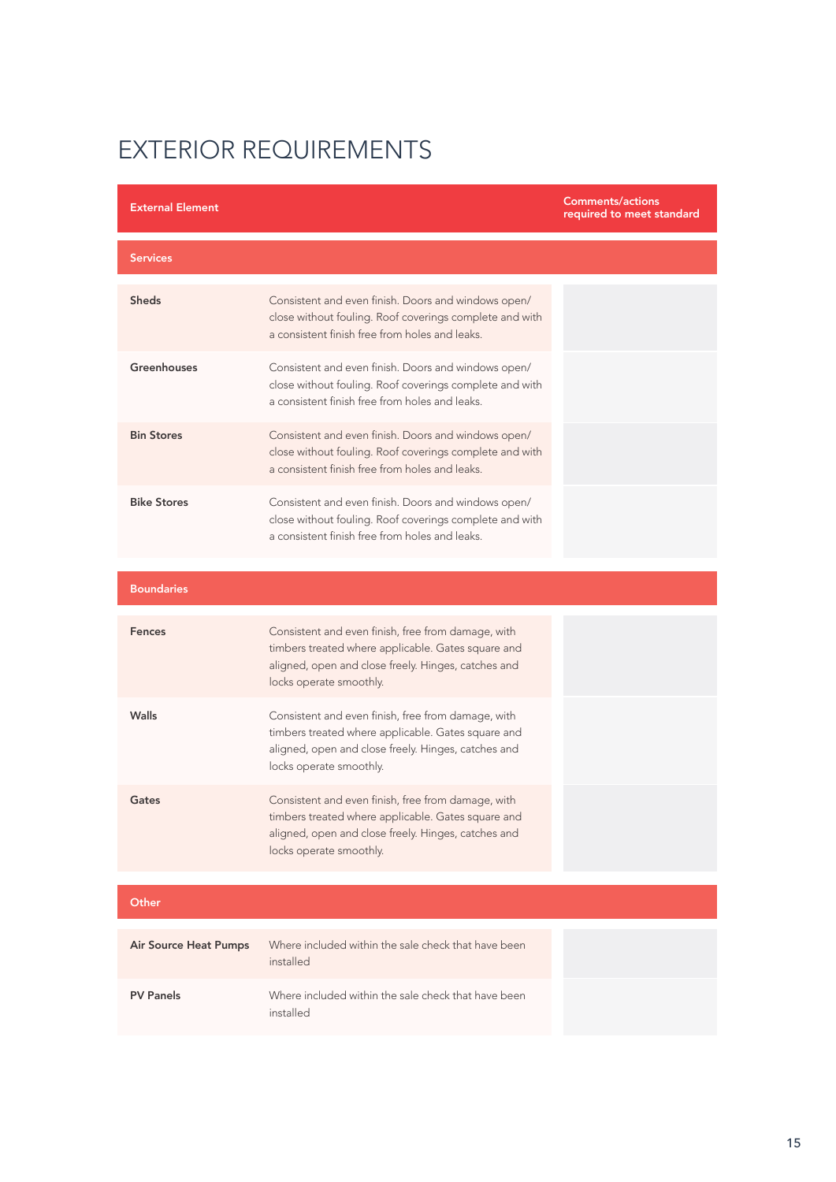# EXTERIOR REQUIREMENTS

| External Element | | Comments/actions required to meet standard |
|---|---|---|
| **Services** | | |
| **Sheds** | Consistent and even finish. Doors and windows open/close without fouling. Roof coverings complete and with a consistent finish free from holes and leaks. | |
| **Greenhouses** | Consistent and even finish. Doors and windows open/close without fouling. Roof coverings complete and with a consistent finish free from holes and leaks. | |
| **Bin Stores** | Consistent and even finish. Doors and windows open/close without fouling. Roof coverings complete and with a consistent finish free from holes and leaks. | |
| **Bike Stores** | Consistent and even finish. Doors and windows open/close without fouling. Roof coverings complete and with a consistent finish free from holes and leaks. | |
| **Boundaries** | | |
| **Fences** | Consistent and even finish, free from damage, with timbers treated where applicable. Gates square and aligned, open and close freely. Hinges, catches and locks operate smoothly. | |
| **Walls** | Consistent and even finish, free from damage, with timbers treated where applicable. Gates square and aligned, open and close freely. Hinges, catches and locks operate smoothly. | |
| **Gates** | Consistent and even finish, free from damage, with timbers treated where applicable. Gates square and aligned, open and close freely. Hinges, catches and locks operate smoothly. | |
| **Other** | | |
| **Air Source Heat Pumps** | Where included within the sale check that have been installed | |
| **PV Panels** | Where included within the sale check that have been installed | |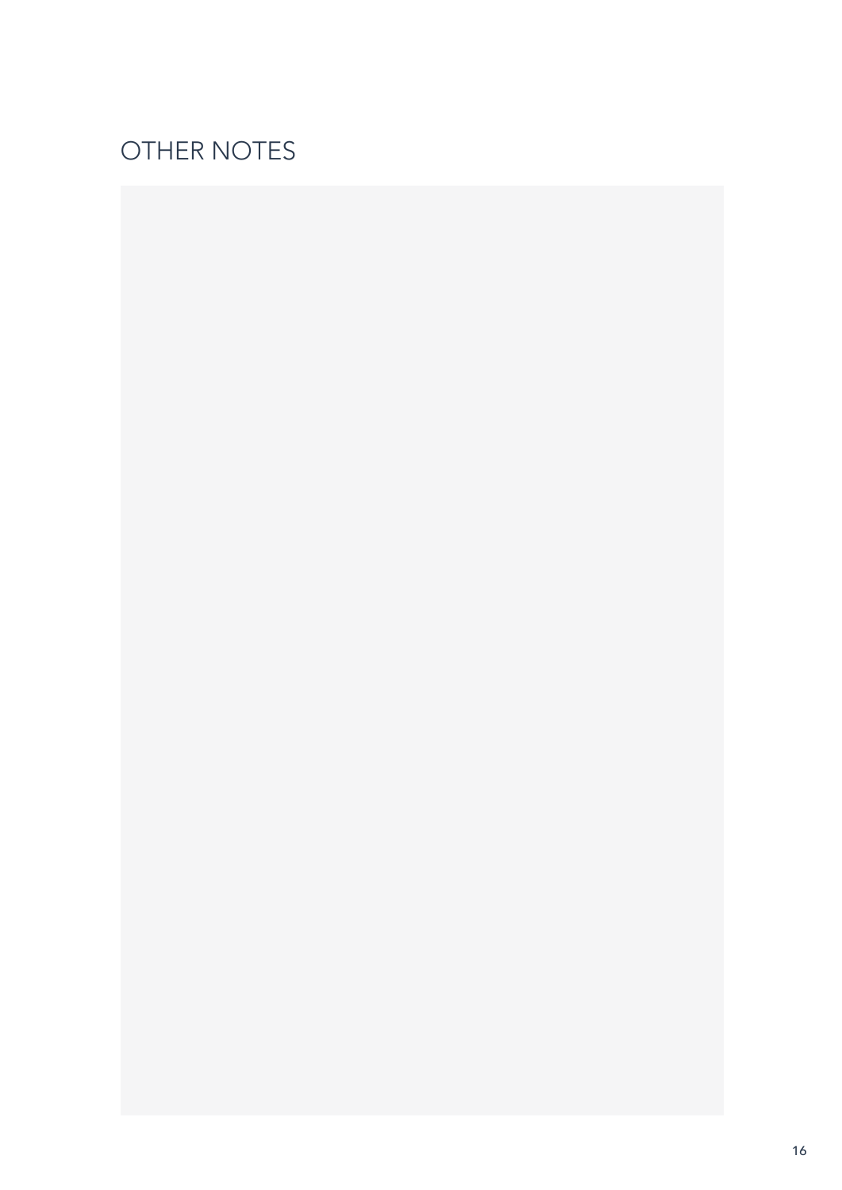# OTHER NOTES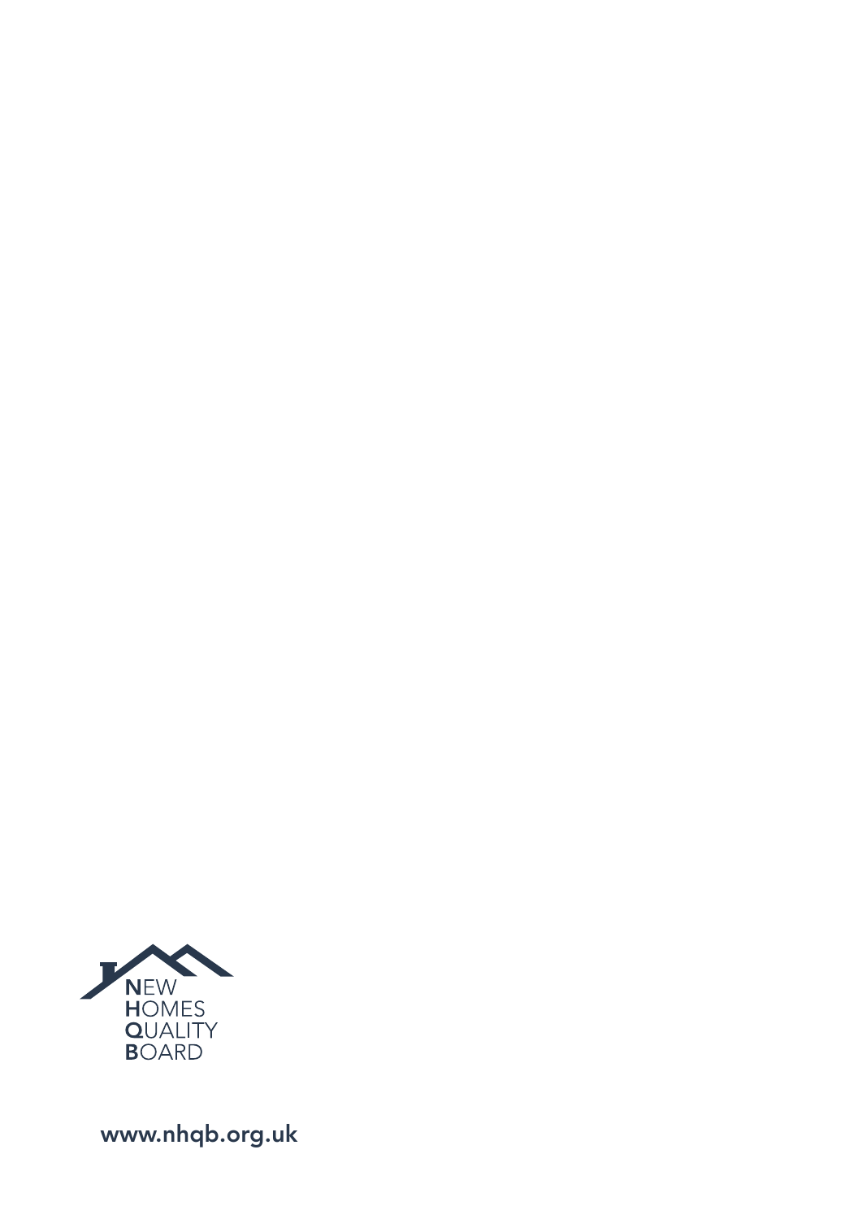NEW
HOMES
QUALITY
BOARD

www.nhqb.org.uk